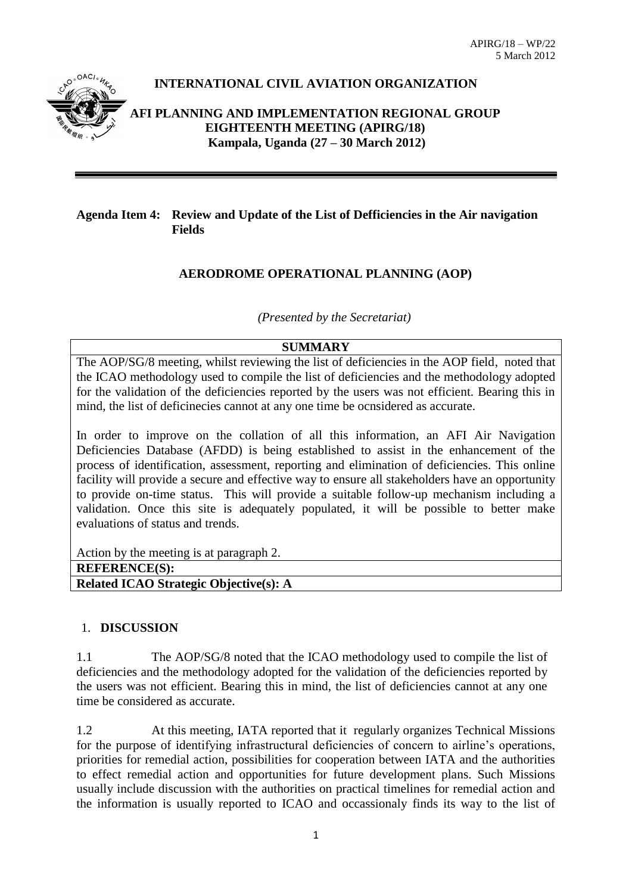APIRG/18 – WP/22
5 March 2012

**INTERNATIONAL CIVIL AVIATION ORGANIZATION**

**AFI PLANNING AND IMPLEMENTATION REGIONAL GROUP EIGHTEENTH MEETING (APIRG/18)**
**Kampala, Uganda (27 – 30 March 2012)**

---

**Agenda Item 4: Review and Update of the List of Defficiencies in the Air navigation Fields**

## AERODROME OPERATIONAL PLANNING (AOP)

*(Presented by the Secretariat)*

| **SUMMARY** |
|---|
| The AOP/SG/8 meeting, whilst reviewing the list of deficiencies in the AOP field, noted that the ICAO methodology used to compile the list of deficiencies and the methodology adopted for the validation of the deficiencies reported by the users was not efficient. Bearing this in mind, the list of deficinecies cannot at any one time be ocnsidered as accurate.<br><br>In order to improve on the collation of all this information, an AFI Air Navigation Deficiencies Database (AFDD) is being established to assist in the enhancement of the process of identification, assessment, reporting and elimination of deficiencies. This online facility will provide a secure and effective way to ensure all stakeholders have an opportunity to provide on-time status. This will provide a suitable follow-up mechanism including a validation. Once this site is adequately populated, it will be possible to better make evaluations of status and trends.<br><br>Action by the meeting is at paragraph 2. |
| **REFERENCE(S):** |
| **Related ICAO Strategic Objective(s): A** |

## 1. DISCUSSION

1.1 The AOP/SG/8 noted that the ICAO methodology used to compile the list of deficiencies and the methodology adopted for the validation of the deficiencies reported by the users was not efficient. Bearing this in mind, the list of deficiencies cannot at any one time be considered as accurate.

1.2 At this meeting, IATA reported that it regularly organizes Technical Missions for the purpose of identifying infrastructural deficiencies of concern to airline's operations, priorities for remedial action, possibilities for cooperation between IATA and the authorities to effect remedial action and opportunities for future development plans. Such Missions usually include discussion with the authorities on practical timelines for remedial action and the information is usually reported to ICAO and occassionaly finds its way to the list of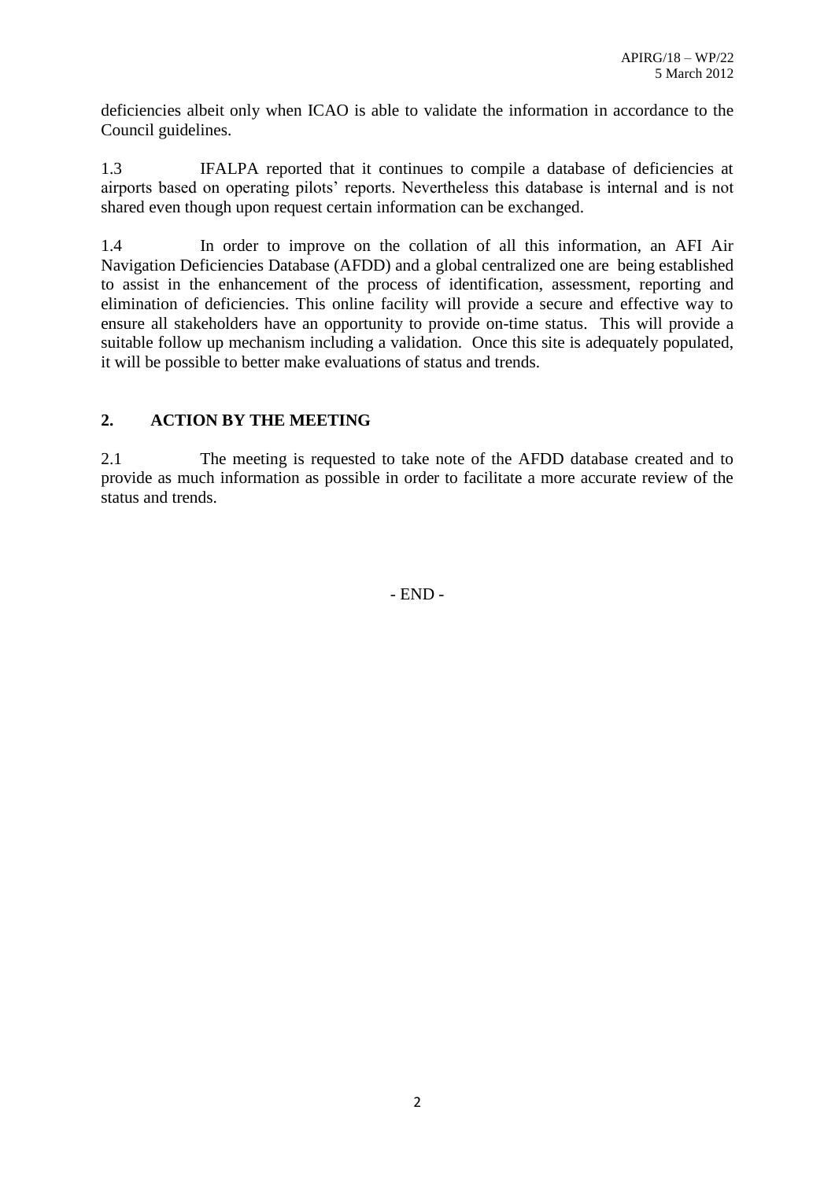deficiencies albeit only when ICAO is able to validate the information in accordance to the Council guidelines.

1.3 IFALPA reported that it continues to compile a database of deficiencies at airports based on operating pilots' reports. Nevertheless this database is internal and is not shared even though upon request certain information can be exchanged.

1.4 In order to improve on the collation of all this information, an AFI Air Navigation Deficiencies Database (AFDD) and a global centralized one are being established to assist in the enhancement of the process of identification, assessment, reporting and elimination of deficiencies. This online facility will provide a secure and effective way to ensure all stakeholders have an opportunity to provide on-time status. This will provide a suitable follow up mechanism including a validation. Once this site is adequately populated, it will be possible to better make evaluations of status and trends.

## 2. ACTION BY THE MEETING

2.1 The meeting is requested to take note of the AFDD database created and to provide as much information as possible in order to facilitate a more accurate review of the status and trends.

- END -